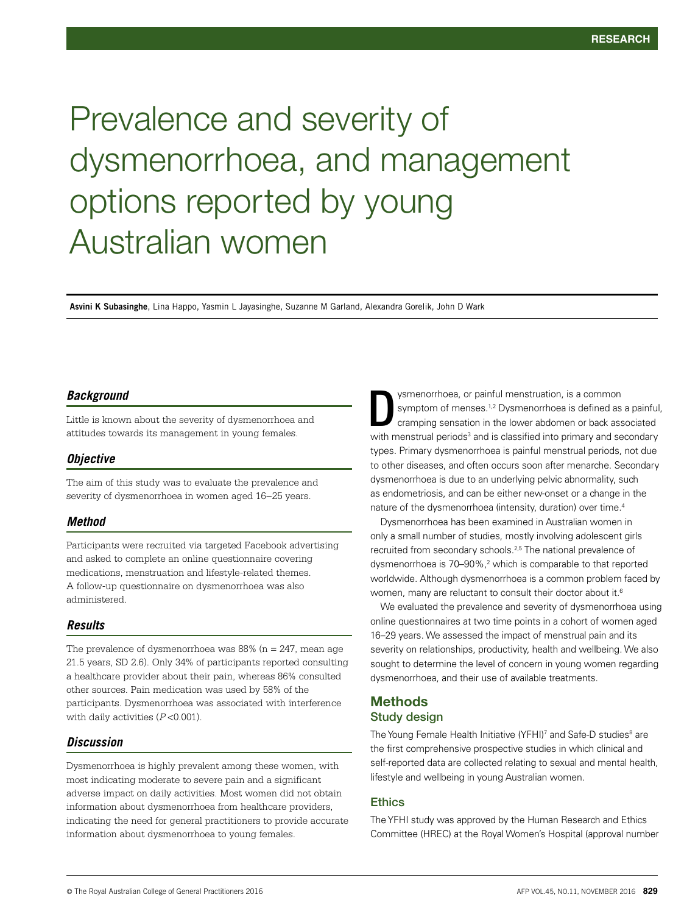RESEARCH

# Prevalence and severity of dysmenorrhoea, and management options reported by young Australian women

**Asvini K Subasinghe**, Lina Happo, Yasmin L Jayasinghe, Suzanne M Garland, Alexandra Gorelik, John D Wark

### *Background*

Little is known about the severity of dysmenorrhoea and attitudes towards its management in young females.

### *Objective*

The aim of this study was to evaluate the prevalence and severity of dysmenorrhoea in women aged 16–25 years.

### *Method*

Participants were recruited via targeted Facebook advertising and asked to complete an online questionnaire covering medications, menstruation and lifestyle-related themes. A follow-up questionnaire on dysmenorrhoea was also administered.

### *Results*

The prevalence of dysmenorrhoea was 88% (n = 247, mean age 21.5 years, SD 2.6). Only 34% of participants reported consulting a healthcare provider about their pain, whereas 86% consulted other sources. Pain medication was used by 58% of the participants. Dysmenorrhoea was associated with interference with daily activities ($P$ <0.001).

### *Discussion*

Dysmenorrhoea is highly prevalent among these women, with most indicating moderate to severe pain and a significant adverse impact on daily activities. Most women did not obtain information about dysmenorrhoea from healthcare providers, indicating the need for general practitioners to provide accurate information about dysmenorrhoea to young females.

Dysmenorrhoea, or painful menstruation, is a common symptom of menses.[1,2] Dysmenorrhoea is defined as a painful, cramping sensation in the lower abdomen or back associated with menstrual periods[3] and is classified into primary and secondary types. Primary dysmenorrhoea is painful menstrual periods, not due to other diseases, and often occurs soon after menarche. Secondary dysmenorrhoea is due to an underlying pelvic abnormality, such as endometriosis, and can be either new-onset or a change in the nature of the dysmenorrhoea (intensity, duration) over time.[4]

Dysmenorrhoea has been examined in Australian women in only a small number of studies, mostly involving adolescent girls recruited from secondary schools.[2,5] The national prevalence of dysmenorrhoea is 70–90%,[2] which is comparable to that reported worldwide. Although dysmenorrhoea is a common problem faced by women, many are reluctant to consult their doctor about it.[6]

We evaluated the prevalence and severity of dysmenorrhoea using online questionnaires at two time points in a cohort of women aged 16–29 years. We assessed the impact of menstrual pain and its severity on relationships, productivity, health and wellbeing. We also sought to determine the level of concern in young women regarding dysmenorrhoea, and their use of available treatments.

## Methods

### Study design

The Young Female Health Initiative (YFHI)[7] and Safe-D studies[8] are the first comprehensive prospective studies in which clinical and self-reported data are collected relating to sexual and mental health, lifestyle and wellbeing in young Australian women.

### Ethics

The YFHI study was approved by the Human Research and Ethics Committee (HREC) at the Royal Women's Hospital (approval number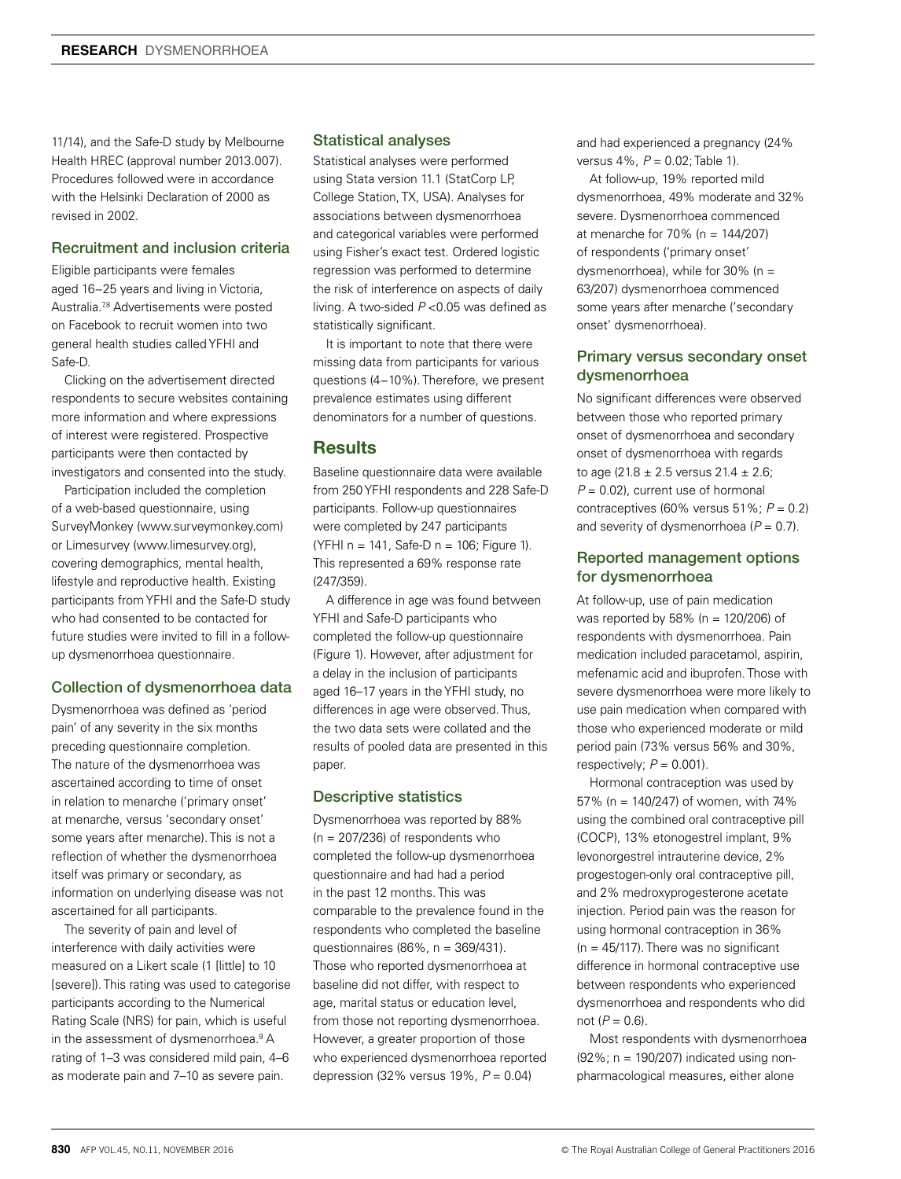11/14), and the Safe-D study by Melbourne Health HREC (approval number 2013.007). Procedures followed were in accordance with the Helsinki Declaration of 2000 as revised in 2002.

### Recruitment and inclusion criteria

Eligible participants were females aged 16–25 years and living in Victoria, Australia.[7,8] Advertisements were posted on Facebook to recruit women into two general health studies called YFHI and Safe-D.

Clicking on the advertisement directed respondents to secure websites containing more information and where expressions of interest were registered. Prospective participants were then contacted by investigators and consented into the study.

Participation included the completion of a web-based questionnaire, using SurveyMonkey (www.surveymonkey.com) or Limesurvey (www.limesurvey.org), covering demographics, mental health, lifestyle and reproductive health. Existing participants from YFHI and the Safe-D study who had consented to be contacted for future studies were invited to fill in a follow-up dysmenorrhoea questionnaire.

### Collection of dysmenorrhoea data

Dysmenorrhoea was defined as 'period pain' of any severity in the six months preceding questionnaire completion. The nature of the dysmenorrhoea was ascertained according to time of onset in relation to menarche ('primary onset' at menarche, versus 'secondary onset' some years after menarche). This is not a reflection of whether the dysmenorrhoea itself was primary or secondary, as information on underlying disease was not ascertained for all participants.

The severity of pain and level of interference with daily activities were measured on a Likert scale (1 [little] to 10 [severe]). This rating was used to categorise participants according to the Numerical Rating Scale (NRS) for pain, which is useful in the assessment of dysmenorrhoea.[9] A rating of 1–3 was considered mild pain, 4–6 as moderate pain and 7–10 as severe pain.

### Statistical analyses

Statistical analyses were performed using Stata version 11.1 (StatCorp LP, College Station, TX, USA). Analyses for associations between dysmenorrhoea and categorical variables were performed using Fisher's exact test. Ordered logistic regression was performed to determine the risk of interference on aspects of daily living. A two-sided $P < 0.05$ was defined as statistically significant.

It is important to note that there were missing data from participants for various questions (4–10%). Therefore, we present prevalence estimates using different denominators for a number of questions.

## Results

Baseline questionnaire data were available from 250 YFHI respondents and 228 Safe-D participants. Follow-up questionnaires were completed by 247 participants (YFHI n = 141, Safe-D n = 106; Figure 1). This represented a 69% response rate (247/359).

A difference in age was found between YFHI and Safe-D participants who completed the follow-up questionnaire (Figure 1). However, after adjustment for a delay in the inclusion of participants aged 16–17 years in the YFHI study, no differences in age were observed. Thus, the two data sets were collated and the results of pooled data are presented in this paper.

### Descriptive statistics

Dysmenorrhoea was reported by 88% (n = 207/236) of respondents who completed the follow-up dysmenorrhoea questionnaire and had had a period in the past 12 months. This was comparable to the prevalence found in the respondents who completed the baseline questionnaires (86%, n = 369/431). Those who reported dysmenorrhoea at baseline did not differ, with respect to age, marital status or education level, from those not reporting dysmenorrhoea. However, a greater proportion of those who experienced dysmenorrhoea reported depression (32% versus 19%, $P = 0.04$) and had experienced a pregnancy (24% versus 4%, $P = 0.02$; Table 1).

At follow-up, 19% reported mild dysmenorrhoea, 49% moderate and 32% severe. Dysmenorrhoea commenced at menarche for 70% (n = 144/207) of respondents ('primary onset' dysmenorrhoea), while for 30% (n = 63/207) dysmenorrhoea commenced some years after menarche ('secondary onset' dysmenorrhoea).

### Primary versus secondary onset dysmenorrhoea

No significant differences were observed between those who reported primary onset of dysmenorrhoea and secondary onset of dysmenorrhoea with regards to age (21.8 ± 2.5 versus 21.4 ± 2.6; $P = 0.02$), current use of hormonal contraceptives (60% versus 51%; $P = 0.2$) and severity of dysmenorrhoea ($P = 0.7$).

### Reported management options for dysmenorrhoea

At follow-up, use of pain medication was reported by 58% (n = 120/206) of respondents with dysmenorrhoea. Pain medication included paracetamol, aspirin, mefenamic acid and ibuprofen. Those with severe dysmenorrhoea were more likely to use pain medication when compared with those who experienced moderate or mild period pain (73% versus 56% and 30%, respectively; $P = 0.001$).

Hormonal contraception was used by 57% (n = 140/247) of women, with 74% using the combined oral contraceptive pill (COCP), 13% etonogestrel implant, 9% levonorgestrel intrauterine device, 2% progestogen-only oral contraceptive pill, and 2% medroxyprogesterone acetate injection. Period pain was the reason for using hormonal contraception in 36% (n = 45/117). There was no significant difference in hormonal contraceptive use between respondents who experienced dysmenorrhoea and respondents who did not ($P = 0.6$).

Most respondents with dysmenorrhoea (92%; n = 190/207) indicated using non-pharmacological measures, either alone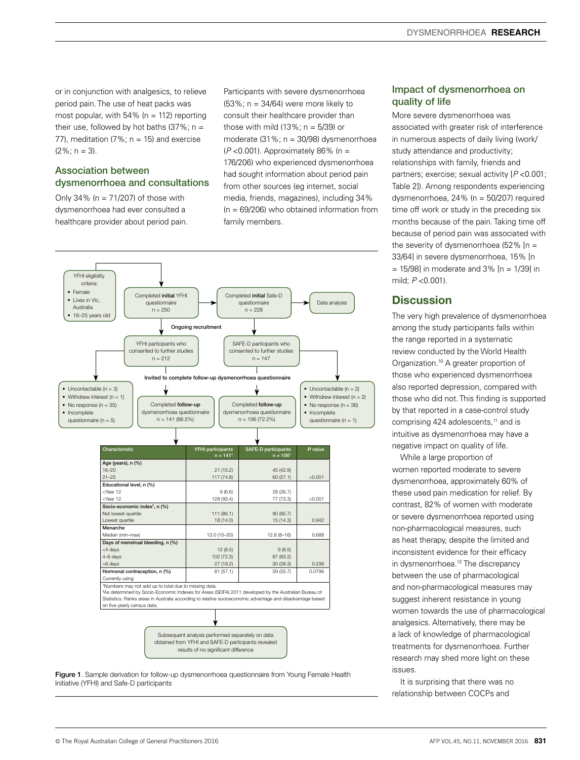or in conjunction with analgesics, to relieve period pain. The use of heat packs was most popular, with 54% (n = 112) reporting their use, followed by hot baths (37%; n = 77), meditation (7%; n = 15) and exercise (2%; n = 3).

### Association between dysmenorrhoea and consultations

Only 34% (n = 71/207) of those with dysmenorrhoea had ever consulted a healthcare provider about period pain. Participants with severe dysmenorrhoea (53%; n = 34/64) were more likely to consult their healthcare provider than those with mild (13%; n = 5/39) or moderate (31%; n = 30/98) dysmenorrhoea ($P$ <0.001). Approximately 86% (n = 176/206) who experienced dysmenorrhoea had sought information about period pain from other sources (eg internet, social media, friends, magazines), including 34% (n = 69/206) who obtained information from family members.

YFHI eligibility criteria:
- Female
- Lives in Vic, Australia
- 16–25 years old

Completed **initial** YFHI questionnaire n = 250 → Completed **initial** Safe-D questionnaire n = 228 → Data analysis

Ongoing recruitment

YFHI participants who consented to further studies n = 212

SAFE-D participants who consented to further studies n = 147

Invited to complete follow-up dysmenorrhoea questionnaire

- Uncontactable (n = 3)
- Withdrew interest (n = 1)
- No response (n = 35)
- Incomplete questionnaire (n = 5)

Completed **follow-up** dysmenorrhoea questionnaire n = 141 (66.5%)

Completed **follow-up** dysmenorrhoea questionnaire n = 106 (72.2%)

- Uncontactable (n = 2)
- Withdrew interest (n = 2)
- No response (n = 36)
- Incomplete questionnaire (n = 1)

| Characteristic | YFHI participants n = 141* | SAFE-D participants n = 106* | P value |
|---|---|---|---|
| **Age (years), n (%)** | | | |
| 16–20 | 21 (15.2) | 45 (42.9) | |
| 21–25 | 117 (74.8) | 60 (57.1) | <0.001 |
| **Educational level, n (%)** | | | |
| <Year 12 | 9 (6.6) | 28 (26.7) | |
| <Year 12 | 128 (93.4) | 77 (73.3) | <0.001 |
| **Socio-economic index†, n (%)** | | | |
| Not lowest quartile | 111 (86.1) | 90 (85.7) | |
| Lowest quartile | 18 (14.0) | 15 (14.3) | 0.942 |
| **Menarche** | | | |
| Median (min–max) | 13.0 (10–20) | 12.8 (8–16) | 0.688 |
| **Days of menstrual bleeding, n (%)** | | | |
| <4 days | 12 (8.5) | 9 (8.5) | |
| 4–6 days | 102 (72.3) | 67 (63.2) | |
| >6 days | 27 (19.2) | 30 (28.3) | 0.236 |
| **Hormonal contraception, n (%)** | 81 (57.1) | 59 (55.7) | 0.0796 |
| Currently using | | | |

*Numbers may not add up to total due to missing data.
†As determined by Socio-Economic Indexes for Areas (SEIFA) 2011 developed by the Australian Bureau of Statistics. Ranks areas in Australia according to relative socioeconomic advantage and disadvantage based on five-yearly census data.

Subsequent analysis performed separately on data obtained from YFHI and SAFE-D participants revealed results of no significant difference

**Figure 1**. Sample derivation for follow-up dysmenorrhoea questionnaire from Young Female Health Initiative (YFHI) and Safe-D participants

### Impact of dysmenorrhoea on quality of life

More severe dysmenorrhoea was associated with greater risk of interference in numerous aspects of daily living (work/study attendance and productivity; relationships with family, friends and partners; exercise; sexual activity [$P$ <0.001; Table 2]). Among respondents experiencing dysmenorrhoea, 24% (n = 50/207) required time off work or study in the preceding six months because of the pain. Taking time off because of period pain was associated with the severity of dysmenorrhoea (52% [n = 33/64] in severe dysmenorrhoea, 15% [n = 15/98] in moderate and 3% [n = 1/39] in mild; $P$ <0.001).

## Discussion

The very high prevalence of dysmenorrhoea among the study participants falls within the range reported in a systematic review conducted by the World Health Organization.[10] A greater proportion of those who experienced dysmenorrhoea also reported depression, compared with those who did not. This finding is supported by that reported in a case-control study comprising 424 adolescents,[11] and is intuitive as dysmenorrhoea may have a negative impact on quality of life.

While a large proportion of women reported moderate to severe dysmenorrhoea, approximately 60% of these used pain medication for relief. By contrast, 82% of women with moderate or severe dysmenorrhoea reported using non-pharmacological measures, such as heat therapy, despite the limited and inconsistent evidence for their efficacy in dysmenorrhoea.[12] The discrepancy between the use of pharmacological and non-pharmacological measures may suggest inherent resistance in young women towards the use of pharmacological analgesics. Alternatively, there may be a lack of knowledge of pharmacological treatments for dysmenorrhoea. Further research may shed more light on these issues.

It is surprising that there was no relationship between COCPs and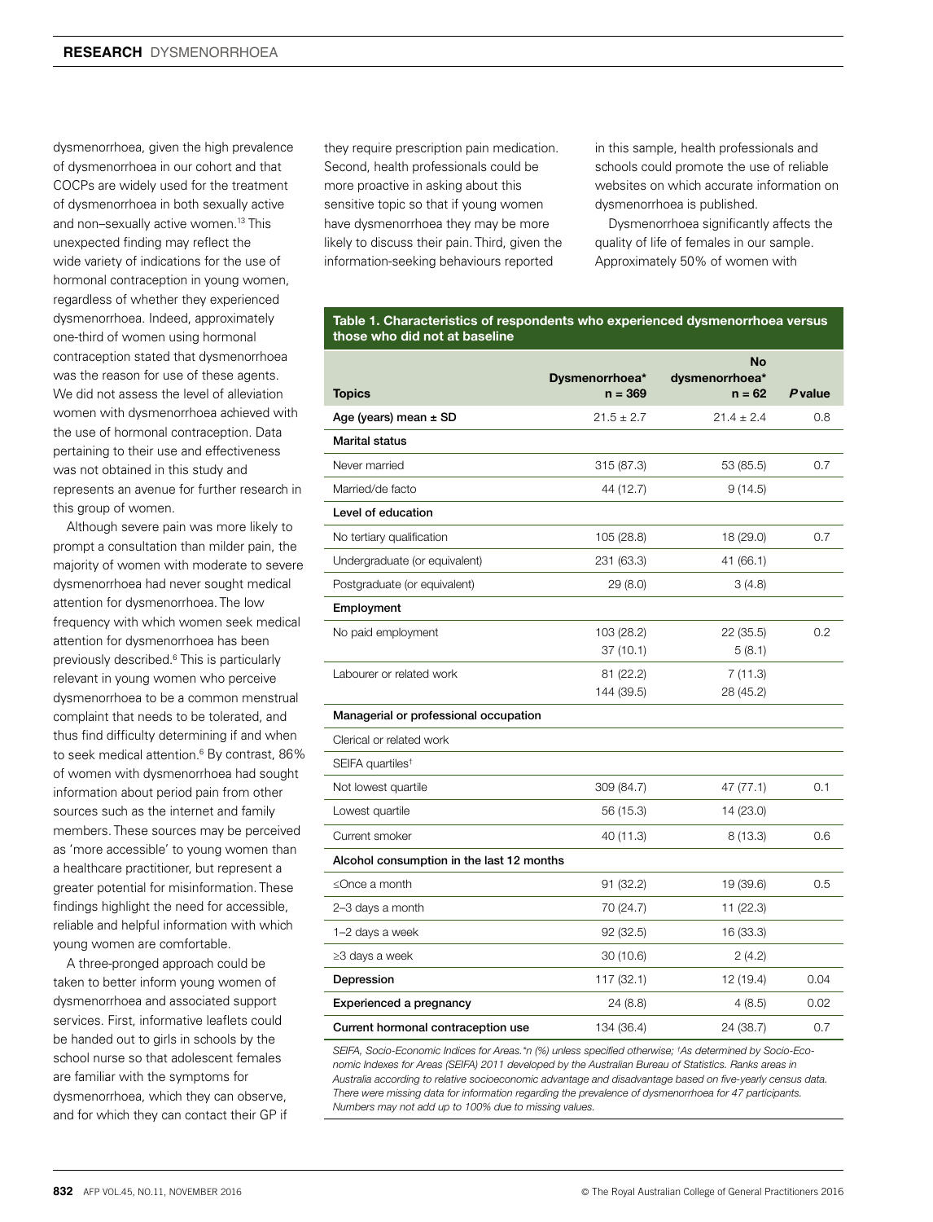dysmenorrhoea, given the high prevalence of dysmenorrhoea in our cohort and that COCPs are widely used for the treatment of dysmenorrhoea in both sexually active and non–sexually active women.[13] This unexpected finding may reflect the wide variety of indications for the use of hormonal contraception in young women, regardless of whether they experienced dysmenorrhoea. Indeed, approximately one-third of women using hormonal contraception stated that dysmenorrhoea was the reason for use of these agents. We did not assess the level of alleviation women with dysmenorrhoea achieved with the use of hormonal contraception. Data pertaining to their use and effectiveness was not obtained in this study and represents an avenue for further research in this group of women.

Although severe pain was more likely to prompt a consultation than milder pain, the majority of women with moderate to severe dysmenorrhoea had never sought medical attention for dysmenorrhoea. The low frequency with which women seek medical attention for dysmenorrhoea has been previously described.[6] This is particularly relevant in young women who perceive dysmenorrhoea to be a common menstrual complaint that needs to be tolerated, and thus find difficulty determining if and when to seek medical attention.[6] By contrast, 86% of women with dysmenorrhoea had sought information about period pain from other sources such as the internet and family members. These sources may be perceived as 'more accessible' to young women than a healthcare practitioner, but represent a greater potential for misinformation. These findings highlight the need for accessible, reliable and helpful information with which young women are comfortable.

A three-pronged approach could be taken to better inform young women of dysmenorrhoea and associated support services. First, informative leaflets could be handed out to girls in schools by the school nurse so that adolescent females are familiar with the symptoms for dysmenorrhoea, which they can observe, and for which they can contact their GP if they require prescription pain medication. Second, health professionals could be more proactive in asking about this sensitive topic so that if young women have dysmenorrhoea they may be more likely to discuss their pain. Third, given the information-seeking behaviours reported in this sample, health professionals and schools could promote the use of reliable websites on which accurate information on dysmenorrhoea is published.

Dysmenorrhoea significantly affects the quality of life of females in our sample. Approximately 50% of women with

**Table 1. Characteristics of respondents who experienced dysmenorrhoea versus those who did not at baseline**

| Topics | Dysmenorrhoea* n = 369 | No dysmenorrhoea* n = 62 | *P* value |
|---|---|---|---|
| **Age (years) mean ± SD** | 21.5 ± 2.7 | 21.4 ± 2.4 | 0.8 |
| **Marital status** | | | |
| Never married | 315 (87.3) | 53 (85.5) | 0.7 |
| Married/de facto | 44 (12.7) | 9 (14.5) | |
| **Level of education** | | | |
| No tertiary qualification | 105 (28.8) | 18 (29.0) | 0.7 |
| Undergraduate (or equivalent) | 231 (63.3) | 41 (66.1) | |
| Postgraduate (or equivalent) | 29 (8.0) | 3 (4.8) | |
| **Employment** | | | |
| No paid employment | 103 (28.2)<br>37 (10.1) | 22 (35.5)<br>5 (8.1) | 0.2 |
| Labourer or related work | 81 (22.2)<br>144 (39.5) | 7 (11.3)<br>28 (45.2) | |
| **Managerial or professional occupation** | | | |
| Clerical or related work | | | |
| SEIFA quartiles[†] | | | |
| Not lowest quartile | 309 (84.7) | 47 (77.1) | 0.1 |
| Lowest quartile | 56 (15.3) | 14 (23.0) | |
| Current smoker | 40 (11.3) | 8 (13.3) | 0.6 |
| **Alcohol consumption in the last 12 months** | | | |
| ≤Once a month | 91 (32.2) | 19 (39.6) | 0.5 |
| 2–3 days a month | 70 (24.7) | 11 (22.3) | |
| 1–2 days a week | 92 (32.5) | 16 (33.3) | |
| ≥3 days a week | 30 (10.6) | 2 (4.2) | |
| **Depression** | 117 (32.1) | 12 (19.4) | 0.04 |
| **Experienced a pregnancy** | 24 (8.8) | 4 (8.5) | 0.02 |
| **Current hormonal contraception use** | 134 (36.4) | 24 (38.7) | 0.7 |

*SEIFA, Socio-Economic Indices for Areas.\*n (%) unless specified otherwise; [†]As determined by Socio-Economic Indexes for Areas (SEIFA) 2011 developed by the Australian Bureau of Statistics. Ranks areas in Australia according to relative socioeconomic advantage and disadvantage based on five-yearly census data. There were missing data for information regarding the prevalence of dysmenorrhoea for 47 participants. Numbers may not add up to 100% due to missing values.*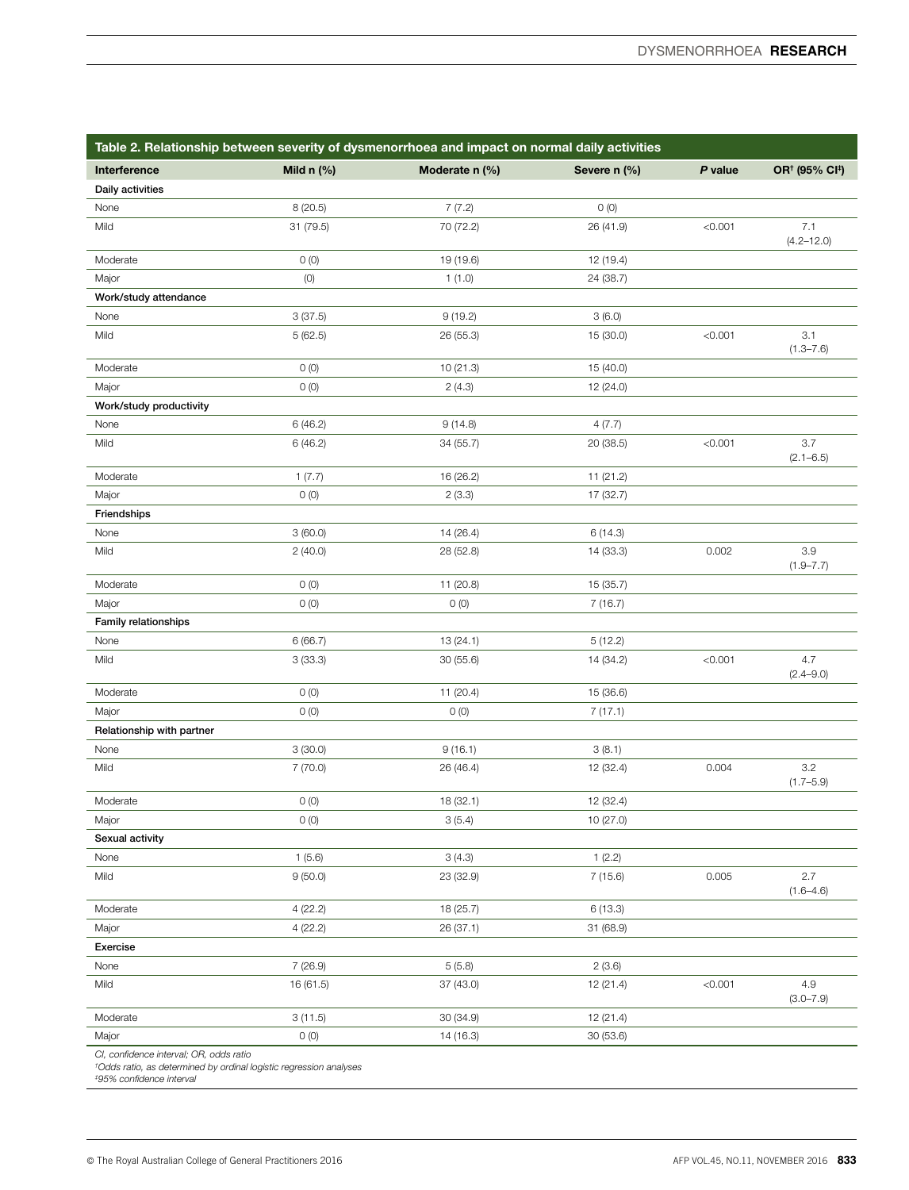**Table 2. Relationship between severity of dysmenorrhoea and impact on normal daily activities**

| Interference | Mild n (%) | Moderate n (%) | Severe n (%) | *P* value | OR† (95% CI‡) |
|---|---|---|---|---|---|
| **Daily activities** | | | | | |
| None | 8 (20.5) | 7 (7.2) | 0 (0) | | |
| Mild | 31 (79.5) | 70 (72.2) | 26 (41.9) | <0.001 | 7.1 (4.2–12.0) |
| Moderate | 0 (0) | 19 (19.6) | 12 (19.4) | | |
| Major | (0) | 1 (1.0) | 24 (38.7) | | |
| **Work/study attendance** | | | | | |
| None | 3 (37.5) | 9 (19.2) | 3 (6.0) | | |
| Mild | 5 (62.5) | 26 (55.3) | 15 (30.0) | <0.001 | 3.1 (1.3–7.6) |
| Moderate | 0 (0) | 10 (21.3) | 15 (40.0) | | |
| Major | 0 (0) | 2 (4.3) | 12 (24.0) | | |
| **Work/study productivity** | | | | | |
| None | 6 (46.2) | 9 (14.8) | 4 (7.7) | | |
| Mild | 6 (46.2) | 34 (55.7) | 20 (38.5) | <0.001 | 3.7 (2.1–6.5) |
| Moderate | 1 (7.7) | 16 (26.2) | 11 (21.2) | | |
| Major | 0 (0) | 2 (3.3) | 17 (32.7) | | |
| **Friendships** | | | | | |
| None | 3 (60.0) | 14 (26.4) | 6 (14.3) | | |
| Mild | 2 (40.0) | 28 (52.8) | 14 (33.3) | 0.002 | 3.9 (1.9–7.7) |
| Moderate | 0 (0) | 11 (20.8) | 15 (35.7) | | |
| Major | 0 (0) | 0 (0) | 7 (16.7) | | |
| **Family relationships** | | | | | |
| None | 6 (66.7) | 13 (24.1) | 5 (12.2) | | |
| Mild | 3 (33.3) | 30 (55.6) | 14 (34.2) | <0.001 | 4.7 (2.4–9.0) |
| Moderate | 0 (0) | 11 (20.4) | 15 (36.6) | | |
| Major | 0 (0) | 0 (0) | 7 (17.1) | | |
| **Relationship with partner** | | | | | |
| None | 3 (30.0) | 9 (16.1) | 3 (8.1) | | |
| Mild | 7 (70.0) | 26 (46.4) | 12 (32.4) | 0.004 | 3.2 (1.7–5.9) |
| Moderate | 0 (0) | 18 (32.1) | 12 (32.4) | | |
| Major | 0 (0) | 3 (5.4) | 10 (27.0) | | |
| **Sexual activity** | | | | | |
| None | 1 (5.6) | 3 (4.3) | 1 (2.2) | | |
| Mild | 9 (50.0) | 23 (32.9) | 7 (15.6) | 0.005 | 2.7 (1.6–4.6) |
| Moderate | 4 (22.2) | 18 (25.7) | 6 (13.3) | | |
| Major | 4 (22.2) | 26 (37.1) | 31 (68.9) | | |
| **Exercise** | | | | | |
| None | 7 (26.9) | 5 (5.8) | 2 (3.6) | | |
| Mild | 16 (61.5) | 37 (43.0) | 12 (21.4) | <0.001 | 4.9 (3.0–7.9) |
| Moderate | 3 (11.5) | 30 (34.9) | 12 (21.4) | | |
| Major | 0 (0) | 14 (16.3) | 30 (53.6) | | |

*CI, confidence interval; OR, odds ratio*
*†Odds ratio, as determined by ordinal logistic regression analyses*
*‡95% confidence interval*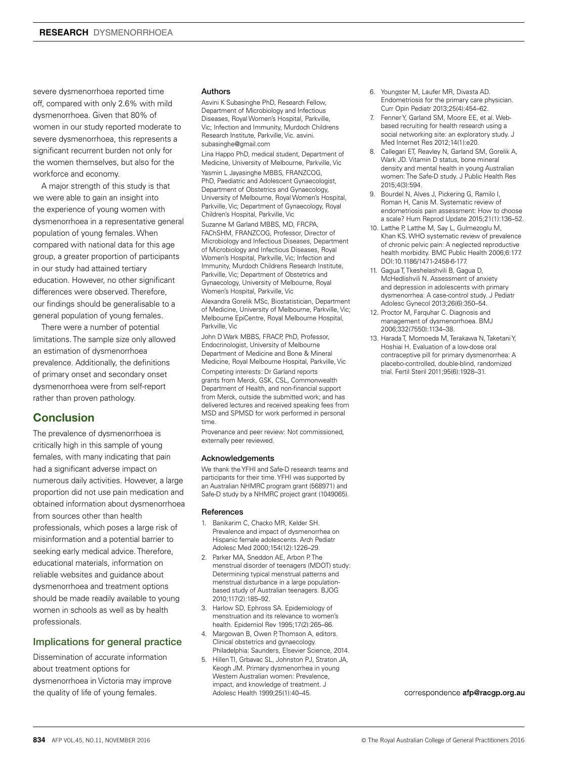severe dysmenorrhoea reported time off, compared with only 2.6% with mild dysmenorrhoea. Given that 80% of women in our study reported moderate to severe dysmenorrhoea, this represents a significant recurrent burden not only for the women themselves, but also for the workforce and economy.

A major strength of this study is that we were able to gain an insight into the experience of young women with dysmenorrhoea in a representative general population of young females. When compared with national data for this age group, a greater proportion of participants in our study had attained tertiary education. However, no other significant differences were observed. Therefore, our findings should be generalisable to a general population of young females.

There were a number of potential limitations. The sample size only allowed an estimation of dysmenorrhoea prevalence. Additionally, the definitions of primary onset and secondary onset dysmenorrhoea were from self-report rather than proven pathology.

## Conclusion

The prevalence of dysmenorrhoea is critically high in this sample of young females, with many indicating that pain had a significant adverse impact on numerous daily activities. However, a large proportion did not use pain medication and obtained information about dysmenorrhoea from sources other than health professionals, which poses a large risk of misinformation and a potential barrier to seeking early medical advice. Therefore, educational materials, information on reliable websites and guidance about dysmenorrhoea and treatment options should be made readily available to young women in schools as well as by health professionals.

### Implications for general practice

Dissemination of accurate information about treatment options for dysmenorrhoea in Victoria may improve the quality of life of young females.

#### Authors

Asvini K Subasinghe PhD, Research Fellow, Department of Microbiology and Infectious Diseases, Royal Women's Hospital, Parkville, Vic; Infection and Immunity, Murdoch Childrens Research Institute, Parkville, Vic. asvini.subasinghe@gmail.com

Lina Happo PhD, medical student, Department of Medicine, University of Melbourne, Parkville, Vic

Yasmin L Jayasinghe MBBS, FRANZCOG, PhD, Paediatric and Adolescent Gynaecologist, Department of Obstetrics and Gynaecology, University of Melbourne, Royal Women's Hospital, Parkville, Vic; Department of Gynaecology, Royal Children's Hospital, Parkville, Vic

Suzanne M Garland MBBS, MD, FRCPA, FAChSHM, FRANZCOG, Professor, Director of Microbiology and Infectious Diseases, Department of Microbiology and Infectious Diseases, Royal Women's Hospital, Parkville, Vic; Infection and Immunity, Murdoch Childrens Research Institute, Parkville, Vic; Department of Obstetrics and Gynaecology, University of Melbourne, Royal Women's Hospital, Parkville, Vic

Alexandra Gorelik MSc, Biostatistician, Department of Medicine, University of Melbourne, Parkville, Vic; Melbourne EpiCentre, Royal Melbourne Hospital, Parkville, Vic

John D Wark MBBS, FRACP, PhD, Professor, Endocrinologist, University of Melbourne Department of Medicine and Bone & Mineral Medicine, Royal Melbourne Hospital, Parkville, Vic

Competing interests: Dr Garland reports grants from Merck, GSK, CSL, Commonwealth Department of Health, and non-financial support from Merck, outside the submitted work; and has delivered lectures and received speaking fees from MSD and SPMSD for work performed in personal time.

Provenance and peer review: Not commissioned, externally peer reviewed.

#### Acknowledgements

We thank the YFHI and Safe-D research teams and participants for their time. YFHI was supported by an Australian NHMRC program grant (568971) and Safe-D study by a NHMRC project grant (1049065).

#### References

1. Banikarim C, Chacko MR, Kelder SH. Prevalence and impact of dysmenorrhea on Hispanic female adolescents. Arch Pediatr Adolesc Med 2000;154(12):1226–29.
2. Parker MA, Sneddon AE, Arbon P. The menstrual disorder of teenagers (MDOT) study: Determining typical menstrual patterns and menstrual disturbance in a large population-based study of Australian teenagers. BJOG 2010;117(2):185–92.
3. Harlow SD, Ephross SA. Epidemiology of menstruation and its relevance to women's health. Epidemiol Rev 1995;17(2):265–86.
4. Margowan B, Owen P, Thomson A, editors. Clinical obstetrics and gynaecology. Philadelphia: Saunders, Elsevier Science, 2014.
5. Hillen TI, Grbavac SL, Johnston PJ, Straton JA, Keogh JM. Primary dysmenorrhea in young Western Australian women: Prevalence, impact, and knowledge of treatment. J Adolesc Health 1999;25(1):40–45.
6. Youngster M, Laufer MR, Divasta AD. Endometriosis for the primary care physician. Curr Opin Pediatr 2013;25(4):454–62.
7. Fenner Y, Garland SM, Moore EE, et al. Web-based recruiting for health research using a social networking site: an exploratory study. J Med Internet Res 2012;14(1):e20.
8. Callegari ET, Reavley N, Garland SM, Gorelik A, Wark JD. Vitamin D status, bone mineral density and mental health in young Australian women: The Safe-D study. J Public Health Res 2015;4(3):594.
9. Bourdel N, Alves J, Pickering G, Ramilo I, Roman H, Canis M. Systematic review of endometriosis pain assessment: How to choose a scale? Hum Reprod Update 2015;21(1):136–52.
10. Latthe P, Latthe M, Say L, Gulmezoglu M, Khan KS. WHO systematic review of prevalence of chronic pelvic pain: A neglected reproductive health morbidity. BMC Public Health 2006;6:177. DOI:10.1186/1471-2458-6-177.
11. Gagua T, Tkeshelashvili B, Gagua D, McHedlishvili N. Assessment of anxiety and depression in adolescents with primary dysmenorrhea: A case-control study. J Pediatr Adolesc Gynecol 2013;26(6):350–54.
12. Proctor M, Farquhar C. Diagnosis and management of dysmenorrhoea. BMJ 2006;332(7550):1134–38.
13. Harada T, Momoeda M, Terakawa N, Taketani Y, Hoshiai H. Evaluation of a low-dose oral contraceptive pill for primary dysmenorrhea: A placebo-controlled, double-blind, randomized trial. Fertil Steril 2011;95(6):1928–31.

correspondence **afp@racgp.org.au**